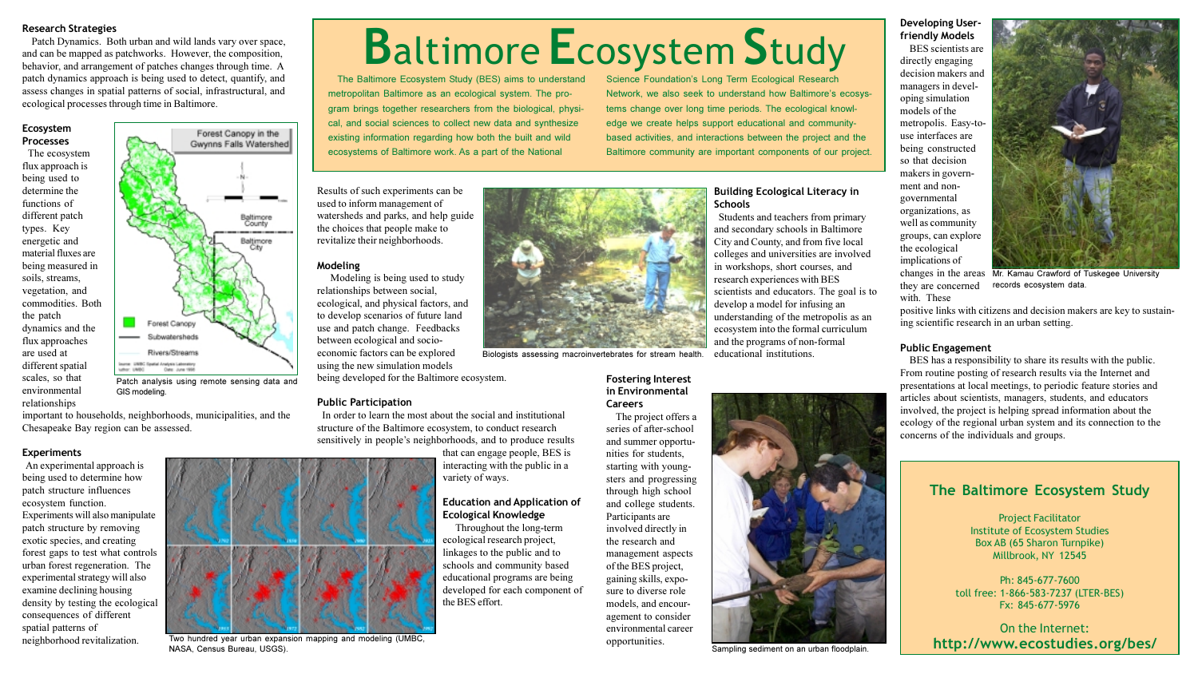# Baltimore Ecosystem Study

The Baltimore Ecosystem Study (BES) aims to understand metropolitan Baltimore as an ecological system. The program brings together researchers from the biological, physical, and social sciences to collect new data and synthesize existing information regarding how both the built and wild ecosystems of Baltimore work. As a part of the National Science Foundation's Long Term Ecological Research Network, we also seek to understand how Baltimore's ecosystems change over long time periods. The ecological knowledge we create helps support educational and community-based activities, and interactions between the project and the Baltimore community are important components of our project.

## Research Strategies

Patch Dynamics. Both urban and wild lands vary over space, and can be mapped as patchworks. However, the composition, behavior, and arrangement of patches changes through time. A patch dynamics approach is being used to detect, quantify, and assess changes in spatial patterns of social, infrastructural, and ecological processes through time in Baltimore.

### Ecosystem Processes

The ecosystem flux approach is being used to determine the functions of different patch types. Key energetic and material fluxes are being measured in soils, streams, vegetation, and commodities. Both the patch dynamics and the flux approaches are used at different spatial scales, so that environmental relationships important to households, neighborhoods, municipalities, and the Chesapeake Bay region can be assessed.

Patch analysis using remote sensing data and GIS modeling.

### Experiments

An experimental approach is being used to determine how patch structure influences ecosystem function. Experiments will also manipulate patch structure by removing exotic species, and creating forest gaps to test what controls urban forest regeneration. The experimental strategy will also examine declining housing density by testing the ecological consequences of different spatial patterns of neighborhood revitalization.

Two hundred year urban expansion mapping and modeling (UMBC, NASA, Census Bureau, USGS).

Results of such experiments can be used to inform management of watersheds and parks, and help guide the choices that people make to revitalize their neighborhoods.

### Modeling

Modeling is being used to study relationships between social, ecological, and physical factors, and to develop scenarios of future land use and patch change. Feedbacks between ecological and socio-economic factors can be explored using the new simulation models being developed for the Baltimore ecosystem.

Biologists assessing macroinvertebrates for stream health.

### Public Participation

In order to learn the most about the social and institutional structure of the Baltimore ecosystem, to conduct research sensitively in people's neighborhoods, and to produce results that can engage people, BES is interacting with the public in a variety of ways.

### Education and Application of Ecological Knowledge

Throughout the long-term ecological research project, linkages to the public and to schools and community based educational programs are being developed for each component of the BES effort.

### Fostering Interest in Environmental Careers

The project offers a series of after-school and summer opportunities for students, starting with youngsters and progressing through high school and college students. Participants are involved directly in the research and management aspects of the BES project, gaining skills, exposure to diverse role models, and encouragement to consider environmental career opportunities.

Sampling sediment on an urban floodplain.

### Building Ecological Literacy in Schools

Students and teachers from primary and secondary schools in Baltimore City and County, and from five local colleges and universities are involved in workshops, short courses, and research experiences with BES scientists and educators. The goal is to develop a model for infusing an understanding of the metropolis as an ecosystem into the formal curriculum and the programs of non-formal educational institutions.

### Developing User-friendly Models

BES scientists are directly engaging decision makers and managers in developing simulation models of the metropolis. Easy-to-use interfaces are being constructed so that decision makers in government and non-governmental organizations, as well as community groups, can explore the ecological implications of changes in the areas they are concerned with. These positive links with citizens and decision makers are key to sustaining scientific research in an urban setting.

Mr. Kamau Crawford of Tuskegee University records ecosystem data.

### Public Engagement

BES has a responsibility to share its results with the public. From routine posting of research results via the Internet and presentations at local meetings, to periodic feature stories and articles about scientists, managers, students, and educators involved, the project is helping spread information about the ecology of the regional urban system and its connection to the concerns of the individuals and groups.

## The Baltimore Ecosystem Study

Project Facilitator
Institute of Ecosystem Studies
Box AB (65 Sharon Turnpike)
Millbrook, NY 12545

Ph: 845-677-7600
toll free: 1-866-583-7237 (LTER-BES)
Fx: 845-677-5976

On the Internet:
**http://www.ecostudies.org/bes/**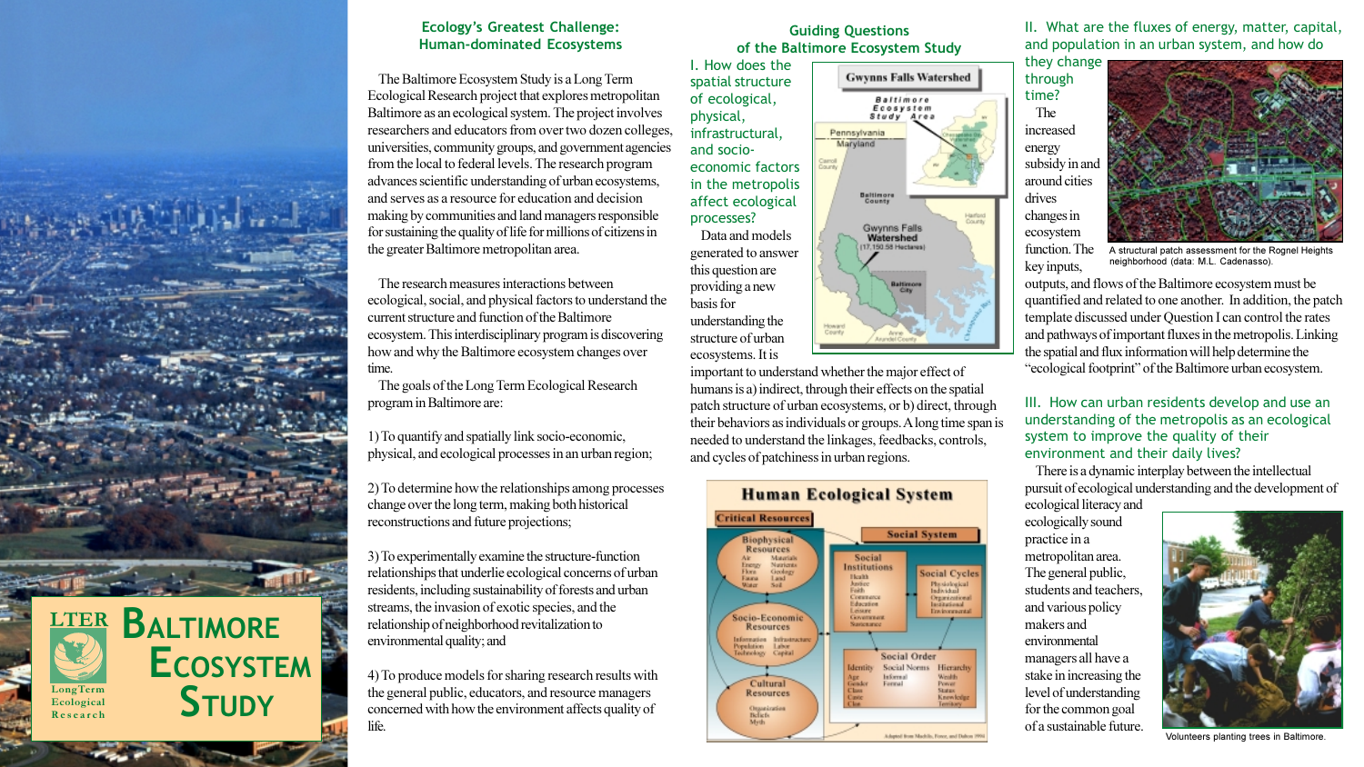LTER Long Term Ecological Research

# Baltimore Ecosystem Study

## Ecology's Greatest Challenge: Human-dominated Ecosystems

The Baltimore Ecosystem Study is a Long Term Ecological Research project that explores metropolitan Baltimore as an ecological system. The project involves researchers and educators from over two dozen colleges, universities, community groups, and government agencies from the local to federal levels. The research program advances scientific understanding of urban ecosystems, and serves as a resource for education and decision making by communities and land managers responsible for sustaining the quality of life for millions of citizens in the greater Baltimore metropolitan area.

The research measures interactions between ecological, social, and physical factors to understand the current structure and function of the Baltimore ecosystem. This interdisciplinary program is discovering how and why the Baltimore ecosystem changes over time.

The goals of the Long Term Ecological Research program in Baltimore are:

1) To quantify and spatially link socio-economic, physical, and ecological processes in an urban region;

2) To determine how the relationships among processes change over the long term, making both historical reconstructions and future projections;

3) To experimentally examine the structure-function relationships that underlie ecological concerns of urban residents, including sustainability of forests and urban streams, the invasion of exotic species, and the relationship of neighborhood revitalization to environmental quality; and

4) To produce models for sharing research results with the general public, educators, and resource managers concerned with how the environment affects quality of life.

## Guiding Questions of the Baltimore Ecosystem Study

### I. How does the spatial structure of ecological, physical, infrastructural, and socio-economic factors in the metropolis affect ecological processes?

Data and models generated to answer this question are providing a new basis for understanding the structure of urban ecosystems. It is important to understand whether the major effect of humans is a) indirect, through their effects on the spatial patch structure of urban ecosystems, or b) direct, through their behaviors as individuals or groups. A long time span is needed to understand the linkages, feedbacks, controls, and cycles of patchiness in urban regions.

Gwynns Falls Watershed

Baltimore Ecosystem Study Area

Pennsylvania
Maryland
Carroll County
Baltimore County
Gwynns Falls Watershed (17,150.58 Hectares)
Harford County
Baltimore City
Howard County
Anne Arundel County
Chesapeake Bay

Human Ecological System

Critical Resources
Biophysical Resources: Air, Energy, Flora, Fauna, Water, Materials, Nutrients, Geology, Land, Soil
Socio-Economic Resources: Information, Population, Technology, Infrastructure, Labor, Capital
Cultural Resources: Organization, Beliefs, Myth

Social System
Social Institutions: Health, Justice, Faith, Commerce, Education, Leisure, Government, Sustenance
Social Cycles: Physiological, Individual, Organizational, Institutional, Environmental
Social Order: Identity (Age, Gender, Class, Caste, Clan); Social Norms (Informal, Formal); Hierarchy (Wealth, Power, Status, Knowledge, Territory)

Adapted from Machlis, Force, and Dalton 1994

### II. What are the fluxes of energy, matter, capital, and population in an urban system, and how do they change through time?

The increased energy subsidy in and around cities drives changes in ecosystem function. The key inputs, outputs, and flows of the Baltimore ecosystem must be quantified and related to one another. In addition, the patch template discussed under Question I can control the rates and pathways of important fluxes in the metropolis. Linking the spatial and flux information will help determine the "ecological footprint" of the Baltimore urban ecosystem.

A structural patch assessment for the Rognel Heights neighborhood (data: M.L. Cadenasso).

### III. How can urban residents develop and use an understanding of the metropolis as an ecological system to improve the quality of their environment and their daily lives?

There is a dynamic interplay between the intellectual pursuit of ecological understanding and the development of ecological literacy and ecologically sound practice in a metropolitan area. The general public, students and teachers, and various policy makers and environmental managers all have a stake in increasing the level of understanding for the common goal of a sustainable future.

Volunteers planting trees in Baltimore.